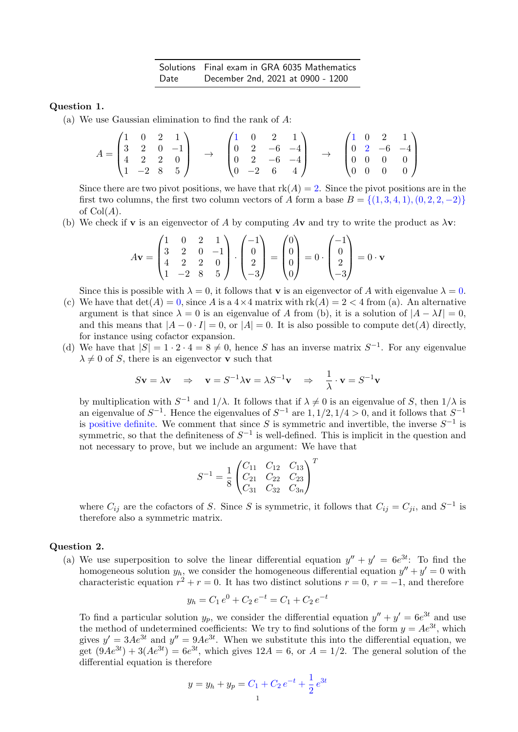| Solutions | Final exam in GRA 6035 Mathematics |
|---|---|
| Date | December 2nd, 2021 at 0900 - 1200 |

**Question 1.**

(a) We use Gaussian elimination to find the rank of $A$:

$$A = \begin{pmatrix} 1 & 0 & 2 & 1 \\ 3 & 2 & 0 & -1 \\ 4 & 2 & 2 & 0 \\ 1 & -2 & 8 & 5 \end{pmatrix} \quad \to \quad \begin{pmatrix} 1 & 0 & 2 & 1 \\ 0 & 2 & -6 & -4 \\ 0 & 2 & -6 & -4 \\ 0 & -2 & 6 & 4 \end{pmatrix} \quad \to \quad \begin{pmatrix} 1 & 0 & 2 & 1 \\ 0 & 2 & -6 & -4 \\ 0 & 0 & 0 & 0 \\ 0 & 0 & 0 & 0 \end{pmatrix}$$

Since there are two pivot positions, we have that $\text{rk}(A) = 2$. Since the pivot positions are in the first two columns, the first two column vectors of $A$ form a base $B = \{(1, 3, 4, 1), (0, 2, 2, -2)\}$ of $\text{Col}(A)$.

(b) We check if $\mathbf{v}$ is an eigenvector of $A$ by computing $A\mathbf{v}$ and try to write the product as $\lambda\mathbf{v}$:

$$A\mathbf{v} = \begin{pmatrix} 1 & 0 & 2 & 1 \\ 3 & 2 & 0 & -1 \\ 4 & 2 & 2 & 0 \\ 1 & -2 & 8 & 5 \end{pmatrix} \cdot \begin{pmatrix} -1 \\ 0 \\ 2 \\ -3 \end{pmatrix} = \begin{pmatrix} 0 \\ 0 \\ 0 \\ 0 \end{pmatrix} = 0 \cdot \begin{pmatrix} -1 \\ 0 \\ 2 \\ -3 \end{pmatrix} = 0 \cdot \mathbf{v}$$

Since this is possible with $\lambda = 0$, it follows that $\mathbf{v}$ is an eigenvector of $A$ with eigenvalue $\lambda = 0$.

(c) We have that $\det(A) = 0$, since $A$ is a $4 \times 4$ matrix with $\text{rk}(A) = 2 < 4$ from (a). An alternative argument is that since $\lambda = 0$ is an eigenvalue of $A$ from (b), it is a solution of $|A - \lambda I| = 0$, and this means that $|A - 0 \cdot I| = 0$, or $|A| = 0$. It is also possible to compute $\det(A)$ directly, for instance using cofactor expansion.

(d) We have that $|S| = 1 \cdot 2 \cdot 4 = 8 \neq 0$, hence $S$ has an inverse matrix $S^{-1}$. For any eigenvalue $\lambda \neq 0$ of $S$, there is an eigenvector $\mathbf{v}$ such that

$$S\mathbf{v} = \lambda\mathbf{v} \quad \Rightarrow \quad \mathbf{v} = S^{-1}\lambda\mathbf{v} = \lambda S^{-1}\mathbf{v} \quad \Rightarrow \quad \frac{1}{\lambda} \cdot \mathbf{v} = S^{-1}\mathbf{v}$$

by multiplication with $S^{-1}$ and $1/\lambda$. It follows that if $\lambda \neq 0$ is an eigenvalue of $S$, then $1/\lambda$ is an eigenvalue of $S^{-1}$. Hence the eigenvalues of $S^{-1}$ are $1, 1/2, 1/4 > 0$, and it follows that $S^{-1}$ is positive definite. We comment that since $S$ is symmetric and invertible, the inverse $S^{-1}$ is symmetric, so that the definiteness of $S^{-1}$ is well-defined. This is implicit in the question and not necessary to prove, but we include an argument: We have that

$$S^{-1} = \frac{1}{8} \begin{pmatrix} C_{11} & C_{12} & C_{13} \\ C_{21} & C_{22} & C_{23} \\ C_{31} & C_{32} & C_{3n} \end{pmatrix}^T$$

where $C_{ij}$ are the cofactors of $S$. Since $S$ is symmetric, it follows that $C_{ij} = C_{ji}$, and $S^{-1}$ is therefore also a symmetric matrix.

**Question 2.**

(a) We use superposition to solve the linear differential equation $y'' + y' = 6e^{3t}$: To find the homogeneous solution $y_h$, we consider the homogeneous differential equation $y'' + y' = 0$ with characteristic equation $r^2 + r = 0$. It has two distinct solutions $r = 0$, $r = -1$, and therefore

$$y_h = C_1\, e^0 + C_2\, e^{-t} = C_1 + C_2\, e^{-t}$$

To find a particular solution $y_p$, we consider the differential equation $y'' + y' = 6e^{3t}$ and use the method of undetermined coefficients: We try to find solutions of the form $y = Ae^{3t}$, which gives $y' = 3Ae^{3t}$ and $y'' = 9Ae^{3t}$. When we substitute this into the differential equation, we get $(9Ae^{3t}) + 3(Ae^{3t}) = 6e^{3t}$, which gives $12A = 6$, or $A = 1/2$. The general solution of the differential equation is therefore

$$y = y_h + y_p = C_1 + C_2\, e^{-t} + \frac{1}{2}\, e^{3t}$$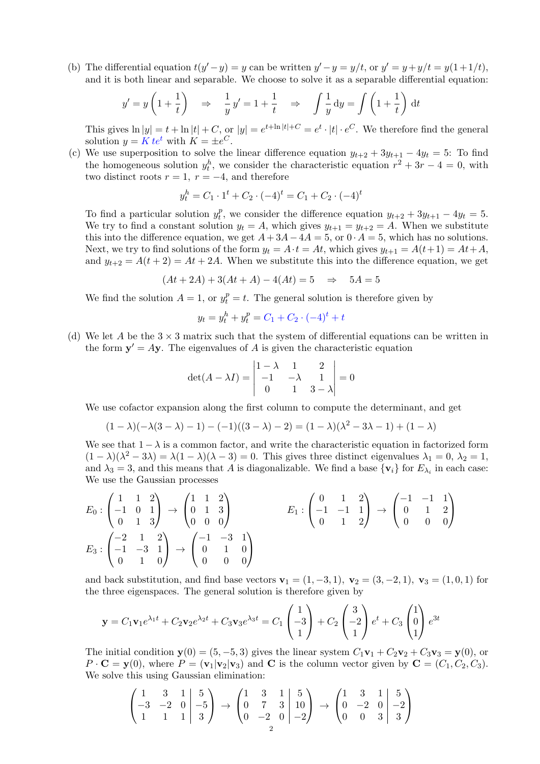(b) The differential equation $t(y' - y) = y$ can be written $y' - y = y/t$, or $y' = y + y/t = y(1 + 1/t)$, and it is both linear and separable. We choose to solve it as a separable differential equation:

$$y' = y\left(1 + \frac{1}{t}\right) \quad \Rightarrow \quad \frac{1}{y}\,y' = 1 + \frac{1}{t} \quad \Rightarrow \quad \int \frac{1}{y}\,\mathrm{d}y = \int \left(1 + \frac{1}{t}\right)\mathrm{d}t$$

This gives $\ln|y| = t + \ln|t| + C$, or $|y| = e^{t + \ln|t| + C} = e^t \cdot |t| \cdot e^C$. We therefore find the general solution $y = K\,te^t$ with $K = \pm e^C$.

(c) We use superposition to solve the linear difference equation $y_{t+2} + 3y_{t+1} - 4y_t = 5$: To find the homogeneous solution $y_t^h$, we consider the characteristic equation $r^2 + 3r - 4 = 0$, with two distinct roots $r = 1$, $r = -4$, and therefore

$$y_t^h = C_1 \cdot 1^t + C_2 \cdot (-4)^t = C_1 + C_2 \cdot (-4)^t$$

To find a particular solution $y_t^p$, we consider the difference equation $y_{t+2} + 3y_{t+1} - 4y_t = 5$. We try to find a constant solution $y_t = A$, which gives $y_{t+1} = y_{t+2} = A$. When we substitute this into the difference equation, we get $A + 3A - 4A = 5$, or $0 \cdot A = 5$, which has no solutions. Next, we try to find solutions of the form $y_t = A \cdot t = At$, which gives $y_{t+1} = A(t+1) = At + A$, and $y_{t+2} = A(t+2) = At + 2A$. When we substitute this into the difference equation, we get

$$(At + 2A) + 3(At + A) - 4(At) = 5 \quad \Rightarrow \quad 5A = 5$$

We find the solution $A = 1$, or $y_t^p = t$. The general solution is therefore given by

$$y_t = y_t^h + y_t^p = C_1 + C_2 \cdot (-4)^t + t$$

(d) We let $A$ be the $3 \times 3$ matrix such that the system of differential equations can be written in the form $\mathbf{y}' = A\mathbf{y}$. The eigenvalues of $A$ is given the characteristic equation

$$\det(A - \lambda I) = \begin{vmatrix} 1-\lambda & 1 & 2 \\ -1 & -\lambda & 1 \\ 0 & 1 & 3-\lambda \end{vmatrix} = 0$$

We use cofactor expansion along the first column to compute the determinant, and get

$$(1-\lambda)(-\lambda(3-\lambda) - 1) - (-1)((3-\lambda) - 2) = (1-\lambda)(\lambda^2 - 3\lambda - 1) + (1-\lambda)$$

We see that $1 - \lambda$ is a common factor, and write the characteristic equation in factorized form $(1-\lambda)(\lambda^2 - 3\lambda) = \lambda(1-\lambda)(\lambda - 3) = 0$. This gives three distinct eigenvalues $\lambda_1 = 0$, $\lambda_2 = 1$, and $\lambda_3 = 3$, and this means that $A$ is diagonalizable. We find a base $\{\mathbf{v}_i\}$ for $E_{\lambda_i}$ in each case: We use the Gaussian processes

$$E_0 : \begin{pmatrix} 1 & 1 & 2 \\ -1 & 0 & 1 \\ 0 & 1 & 3 \end{pmatrix} \to \begin{pmatrix} 1 & 1 & 2 \\ 0 & 1 & 3 \\ 0 & 0 & 0 \end{pmatrix} \qquad E_1 : \begin{pmatrix} 0 & 1 & 2 \\ -1 & -1 & 1 \\ 0 & 1 & 2 \end{pmatrix} \to \begin{pmatrix} -1 & -1 & 1 \\ 0 & 1 & 2 \\ 0 & 0 & 0 \end{pmatrix}$$

$$E_3 : \begin{pmatrix} -2 & 1 & 2 \\ -1 & -3 & 1 \\ 0 & 1 & 0 \end{pmatrix} \to \begin{pmatrix} -1 & -3 & 1 \\ 0 & 1 & 0 \\ 0 & 0 & 0 \end{pmatrix}$$

and back substitution, and find base vectors $\mathbf{v}_1 = (1, -3, 1)$, $\mathbf{v}_2 = (3, -2, 1)$, $\mathbf{v}_3 = (1, 0, 1)$ for the three eigenspaces. The general solution is therefore given by

$$\mathbf{y} = C_1\mathbf{v}_1 e^{\lambda_1 t} + C_2\mathbf{v}_2 e^{\lambda_2 t} + C_3\mathbf{v}_3 e^{\lambda_3 t} = C_1 \begin{pmatrix} 1 \\ -3 \\ 1 \end{pmatrix} + C_2 \begin{pmatrix} 3 \\ -2 \\ 1 \end{pmatrix} e^t + C_3 \begin{pmatrix} 1 \\ 0 \\ 1 \end{pmatrix} e^{3t}$$

The initial condition $\mathbf{y}(0) = (5, -5, 3)$ gives the linear system $C_1\mathbf{v}_1 + C_2\mathbf{v}_2 + C_3\mathbf{v}_3 = \mathbf{y}(0)$, or $P \cdot \mathbf{C} = \mathbf{y}(0)$, where $P = (\mathbf{v}_1|\mathbf{v}_2|\mathbf{v}_3)$ and $\mathbf{C}$ is the column vector given by $\mathbf{C} = (C_1, C_2, C_3)$. We solve this using Gaussian elimination:

$$\left(\begin{array}{ccc|c} 1 & 3 & 1 & 5 \\ -3 & -2 & 0 & -5 \\ 1 & 1 & 1 & 3 \end{array}\right) \to \left(\begin{array}{ccc|c} 1 & 3 & 1 & 5 \\ 0 & 7 & 3 & 10 \\ 0 & -2 & 0 & -2 \end{array}\right) \to \left(\begin{array}{ccc|c} 1 & 3 & 1 & 5 \\ 0 & -2 & 0 & -2 \\ 0 & 0 & 3 & 3 \end{array}\right)$$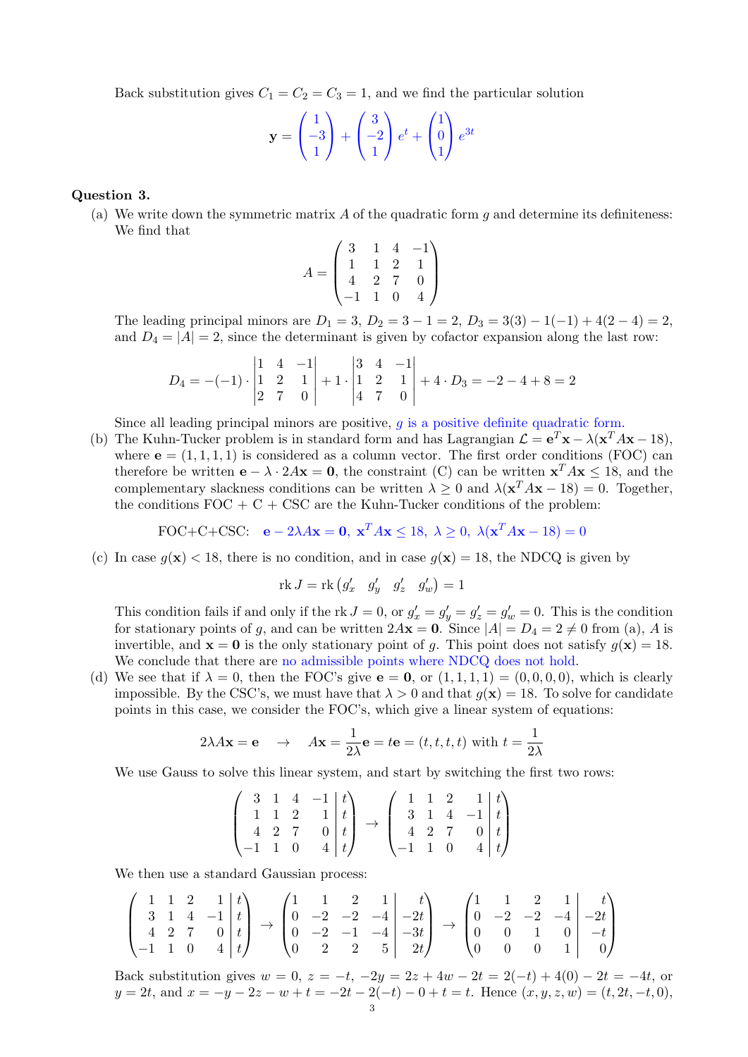Back substitution gives $C_1 = C_2 = C_3 = 1$, and we find the particular solution

$$\mathbf{y} = \begin{pmatrix} 1 \\ -3 \\ 1 \end{pmatrix} + \begin{pmatrix} 3 \\ -2 \\ 1 \end{pmatrix} e^t + \begin{pmatrix} 1 \\ 0 \\ 1 \end{pmatrix} e^{3t}$$

**Question 3.**

(a) We write down the symmetric matrix $A$ of the quadratic form $g$ and determine its definiteness: We find that

$$A = \begin{pmatrix} 3 & 1 & 4 & -1 \\ 1 & 1 & 2 & 1 \\ 4 & 2 & 7 & 0 \\ -1 & 1 & 0 & 4 \end{pmatrix}$$

The leading principal minors are $D_1 = 3$, $D_2 = 3 - 1 = 2$, $D_3 = 3(3) - 1(-1) + 4(2-4) = 2$, and $D_4 = |A| = 2$, since the determinant is given by cofactor expansion along the last row:

$$D_4 = -(-1) \cdot \begin{vmatrix} 1 & 4 & -1 \\ 1 & 2 & 1 \\ 2 & 7 & 0 \end{vmatrix} + 1 \cdot \begin{vmatrix} 3 & 4 & -1 \\ 1 & 2 & 1 \\ 4 & 7 & 0 \end{vmatrix} + 4 \cdot D_3 = -2 - 4 + 8 = 2$$

Since all leading principal minors are positive, $g$ is a positive definite quadratic form.

(b) The Kuhn-Tucker problem is in standard form and has Lagrangian $\mathcal{L} = \mathbf{e}^T\mathbf{x} - \lambda(\mathbf{x}^T A\mathbf{x} - 18)$, where $\mathbf{e} = (1,1,1,1)$ is considered as a column vector. The first order conditions (FOC) can therefore be written $\mathbf{e} - \lambda \cdot 2A\mathbf{x} = \mathbf{0}$, the constraint (C) can be written $\mathbf{x}^T A\mathbf{x} \le 18$, and the complementary slackness conditions can be written $\lambda \ge 0$ and $\lambda(\mathbf{x}^T A\mathbf{x} - 18) = 0$. Together, the conditions FOC + C + CSC are the Kuhn-Tucker conditions of the problem:

$$\text{FOC+C+CSC:} \quad \mathbf{e} - 2\lambda A\mathbf{x} = \mathbf{0},\ \mathbf{x}^T A\mathbf{x} \le 18,\ \lambda \ge 0,\ \lambda(\mathbf{x}^T A\mathbf{x} - 18) = 0$$

(c) In case $g(\mathbf{x}) < 18$, there is no condition, and in case $g(\mathbf{x}) = 18$, the NDCQ is given by

$$\text{rk}\, J = \text{rk} \begin{pmatrix} g'_x & g'_y & g'_z & g'_w \end{pmatrix} = 1$$

This condition fails if and only if the $\text{rk}\, J = 0$, or $g'_x = g'_y = g'_z = g'_w = 0$. This is the condition for stationary points of $g$, and can be written $2A\mathbf{x} = \mathbf{0}$. Since $|A| = D_4 = 2 \ne 0$ from (a), $A$ is invertible, and $\mathbf{x} = \mathbf{0}$ is the only stationary point of $g$. This point does not satisfy $g(\mathbf{x}) = 18$. We conclude that there are no admissible points where NDCQ does not hold.

(d) We see that if $\lambda = 0$, then the FOC's give $\mathbf{e} = \mathbf{0}$, or $(1,1,1,1) = (0,0,0,0)$, which is clearly impossible. By the CSC's, we must have that $\lambda > 0$ and that $g(\mathbf{x}) = 18$. To solve for candidate points in this case, we consider the FOC's, which give a linear system of equations:

$$2\lambda A\mathbf{x} = \mathbf{e} \quad \rightarrow \quad A\mathbf{x} = \frac{1}{2\lambda}\mathbf{e} = t\mathbf{e} = (t,t,t,t) \text{ with } t = \frac{1}{2\lambda}$$

We use Gauss to solve this linear system, and start by switching the first two rows:

$$\left(\begin{array}{rrrr|r} 3 & 1 & 4 & -1 & t \\ 1 & 1 & 2 & 1 & t \\ 4 & 2 & 7 & 0 & t \\ -1 & 1 & 0 & 4 & t \end{array}\right) \rightarrow \left(\begin{array}{rrrr|r} 1 & 1 & 2 & 1 & t \\ 3 & 1 & 4 & -1 & t \\ 4 & 2 & 7 & 0 & t \\ -1 & 1 & 0 & 4 & t \end{array}\right)$$

We then use a standard Gaussian process:

$$\left(\begin{array}{rrrr|r} 1 & 1 & 2 & 1 & t \\ 3 & 1 & 4 & -1 & t \\ 4 & 2 & 7 & 0 & t \\ -1 & 1 & 0 & 4 & t \end{array}\right) \rightarrow \left(\begin{array}{rrrr|r} 1 & 1 & 2 & 1 & t \\ 0 & -2 & -2 & -4 & -2t \\ 0 & -2 & -1 & -4 & -3t \\ 0 & 2 & 2 & 5 & 2t \end{array}\right) \rightarrow \left(\begin{array}{rrrr|r} 1 & 1 & 2 & 1 & t \\ 0 & -2 & -2 & -4 & -2t \\ 0 & 0 & 1 & 0 & -t \\ 0 & 0 & 0 & 1 & 0 \end{array}\right)$$

Back substitution gives $w = 0$, $z = -t$, $-2y = 2z + 4w - 2t = 2(-t) + 4(0) - 2t = -4t$, or $y = 2t$, and $x = -y - 2z - w + t = -2t - 2(-t) - 0 + t = t$. Hence $(x,y,z,w) = (t, 2t, -t, 0)$,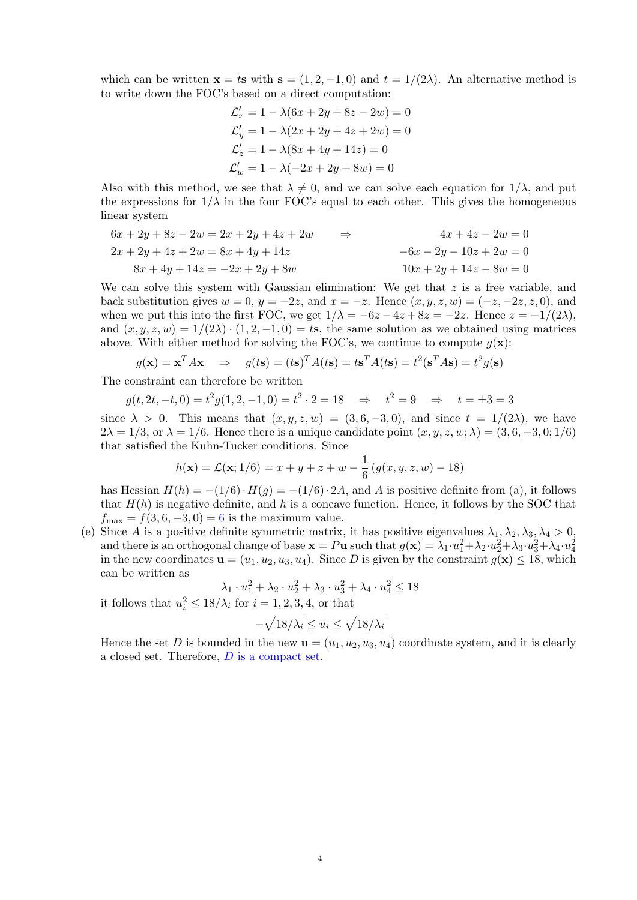which can be written $\mathbf{x} = t\mathbf{s}$ with $\mathbf{s} = (1, 2, -1, 0)$ and $t = 1/(2\lambda)$. An alternative method is to write down the FOC's based on a direct computation:

$$\mathcal{L}'_x = 1 - \lambda(6x + 2y + 8z - 2w) = 0$$
$$\mathcal{L}'_y = 1 - \lambda(2x + 2y + 4z + 2w) = 0$$
$$\mathcal{L}'_z = 1 - \lambda(8x + 4y + 14z) = 0$$
$$\mathcal{L}'_w = 1 - \lambda(-2x + 2y + 8w) = 0$$

Also with this method, we see that $\lambda \neq 0$, and we can solve each equation for $1/\lambda$, and put the expressions for $1/\lambda$ in the four FOC's equal to each other. This gives the homogeneous linear system

$$\begin{aligned} 6x + 2y + 8z - 2w &= 2x + 2y + 4z + 2w & \Rightarrow \quad && 4x + 4z - 2w = 0 \\ 2x + 2y + 4z + 2w &= 8x + 4y + 14z & && -6x - 2y - 10z + 2w = 0 \\ 8x + 4y + 14z &= -2x + 2y + 8w & && 10x + 2y + 14z - 8w = 0 \end{aligned}$$

We can solve this system with Gaussian elimination: We get that $z$ is a free variable, and back substitution gives $w = 0$, $y = -2z$, and $x = -z$. Hence $(x, y, z, w) = (-z, -2z, z, 0)$, and when we put this into the first FOC, we get $1/\lambda = -6z - 4z + 8z = -2z$. Hence $z = -1/(2\lambda)$, and $(x, y, z, w) = 1/(2\lambda) \cdot (1, 2, -1, 0) = t\mathbf{s}$, the same solution as we obtained using matrices above. With either method for solving the FOC's, we continue to compute $g(\mathbf{x})$:

$$g(\mathbf{x}) = \mathbf{x}^T A\mathbf{x} \quad \Rightarrow \quad g(t\mathbf{s}) = (t\mathbf{s})^T A(t\mathbf{s}) = t\mathbf{s}^T A(t\mathbf{s}) = t^2(\mathbf{s}^T A\mathbf{s}) = t^2 g(\mathbf{s})$$

The constraint can therefore be written

$$g(t, 2t, -t, 0) = t^2 g(1, 2, -1, 0) = t^2 \cdot 2 = 18 \quad \Rightarrow \quad t^2 = 9 \quad \Rightarrow \quad t = \pm 3 = 3$$

since $\lambda > 0$. This means that $(x, y, z, w) = (3, 6, -3, 0)$, and since $t = 1/(2\lambda)$, we have $2\lambda = 1/3$, or $\lambda = 1/6$. Hence there is a unique candidate point $(x, y, z, w; \lambda) = (3, 6, -3, 0; 1/6)$ that satisfied the Kuhn-Tucker conditions. Since

$$h(\mathbf{x}) = \mathcal{L}(\mathbf{x}; 1/6) = x + y + z + w - \frac{1}{6}\left(g(x, y, z, w) - 18\right)$$

has Hessian $H(h) = -(1/6) \cdot H(g) = -(1/6) \cdot 2A$, and $A$ is positive definite from (a), it follows that $H(h)$ is negative definite, and $h$ is a concave function. Hence, it follows by the SOC that $f_{\max} = f(3, 6, -3, 0) = 6$ is the maximum value.

(e) Since $A$ is a positive definite symmetric matrix, it has positive eigenvalues $\lambda_1, \lambda_2, \lambda_3, \lambda_4 > 0$, and there is an orthogonal change of base $\mathbf{x} = P\mathbf{u}$ such that $g(\mathbf{x}) = \lambda_1 \cdot u_1^2 + \lambda_2 \cdot u_2^2 + \lambda_3 \cdot u_3^2 + \lambda_4 \cdot u_4^2$ in the new coordinates $\mathbf{u} = (u_1, u_2, u_3, u_4)$. Since $D$ is given by the constraint $g(\mathbf{x}) \leq 18$, which can be written as

$$\lambda_1 \cdot u_1^2 + \lambda_2 \cdot u_2^2 + \lambda_3 \cdot u_3^2 + \lambda_4 \cdot u_4^2 \leq 18$$

it follows that $u_i^2 \leq 18/\lambda_i$ for $i = 1, 2, 3, 4$, or that

$$-\sqrt{18/\lambda_i} \leq u_i \leq \sqrt{18/\lambda_i}$$

Hence the set $D$ is bounded in the new $\mathbf{u} = (u_1, u_2, u_3, u_4)$ coordinate system, and it is clearly a closed set. Therefore, $D$ is a compact set.